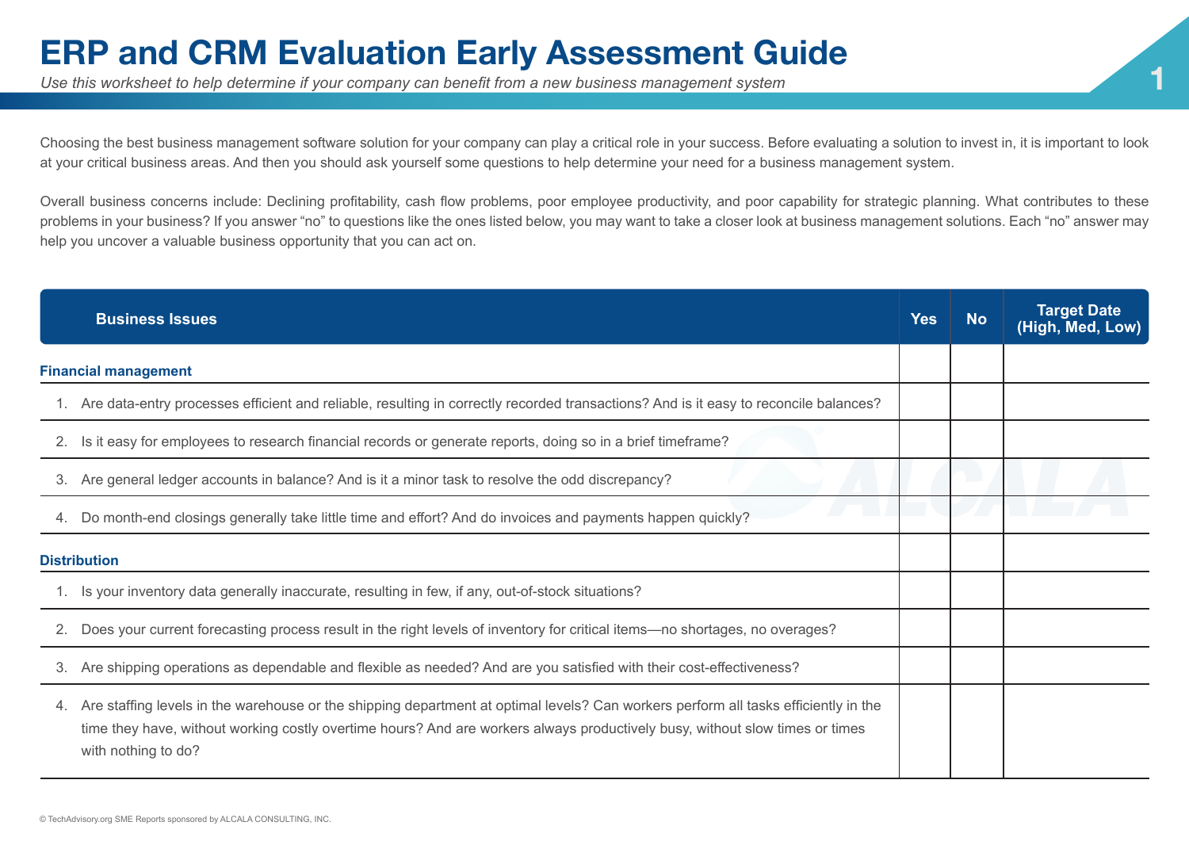# ERP and CRM Evaluation Early Assessment Guide

*Use this worksheet to help determine if your company can benefit from a new business management system*

Choosing the best business management software solution for your company can play a critical role in your success. Before evaluating a solution to invest in, it is important to look at your critical business areas. And then you should ask yourself some questions to help determine your need for a business management system.

Overall business concerns include: Declining profitability, cash flow problems, poor employee productivity, and poor capability for strategic planning. What contributes to these problems in your business? If you answer "no" to questions like the ones listed below, you may want to take a closer look at business management solutions. Each "no" answer may help you uncover a valuable business opportunity that you can act on.

| Business Issues | Yes | No | Target Date (High, Med, Low) |
|---|---|---|---|
| **Financial management** | | | |
| 1. Are data-entry processes efficient and reliable, resulting in correctly recorded transactions? And is it easy to reconcile balances? | | | |
| 2. Is it easy for employees to research financial records or generate reports, doing so in a brief timeframe? | | | |
| 3. Are general ledger accounts in balance? And is it a minor task to resolve the odd discrepancy? | | | |
| 4. Do month-end closings generally take little time and effort? And do invoices and payments happen quickly? | | | |
| **Distribution** | | | |
| 1. Is your inventory data generally inaccurate, resulting in few, if any, out-of-stock situations? | | | |
| 2. Does your current forecasting process result in the right levels of inventory for critical items—no shortages, no overages? | | | |
| 3. Are shipping operations as dependable and flexible as needed? And are you satisfied with their cost-effectiveness? | | | |
| 4. Are staffing levels in the warehouse or the shipping department at optimal levels? Can workers perform all tasks efficiently in the time they have, without working costly overtime hours? And are workers always productively busy, without slow times or times with nothing to do? | | | |

© TechAdvisory.org SME Reports sponsored by ALCALA CONSULTING, INC.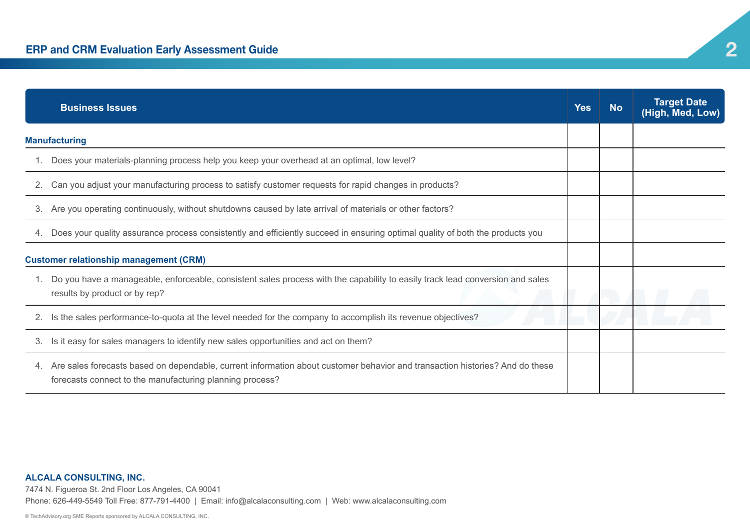| Business Issues | Yes | No | Target Date (High, Med, Low) |
|---|---|---|---|
| **Manufacturing** | | | |
| 1. Does your materials-planning process help you keep your overhead at an optimal, low level? | | | |
| 2. Can you adjust your manufacturing process to satisfy customer requests for rapid changes in products? | | | |
| 3. Are you operating continuously, without shutdowns caused by late arrival of materials or other factors? | | | |
| 4. Does your quality assurance process consistently and efficiently succeed in ensuring optimal quality of both the products you | | | |
| **Customer relationship management (CRM)** | | | |
| 1. Do you have a manageable, enforceable, consistent sales process with the capability to easily track lead conversion and sales results by product or by rep? | | | |
| 2. Is the sales performance-to-quota at the level needed for the company to accomplish its revenue objectives? | | | |
| 3. Is it easy for sales managers to identify new sales opportunities and act on them? | | | |
| 4. Are sales forecasts based on dependable, current information about customer behavior and transaction histories? And do these forecasts connect to the manufacturing planning process? | | | |

**ALCALA CONSULTING, INC.**

7474 N. Figueroa St. 2nd Floor Los Angeles, CA 90041

Phone: 626-449-5549 Toll Free: 877-791-4400 | Email: info@alcalaconsulting.com | Web: www.alcalaconsulting.com

© TechAdvisory.org SME Reports sponsored by ALCALA CONSULTING, INC.